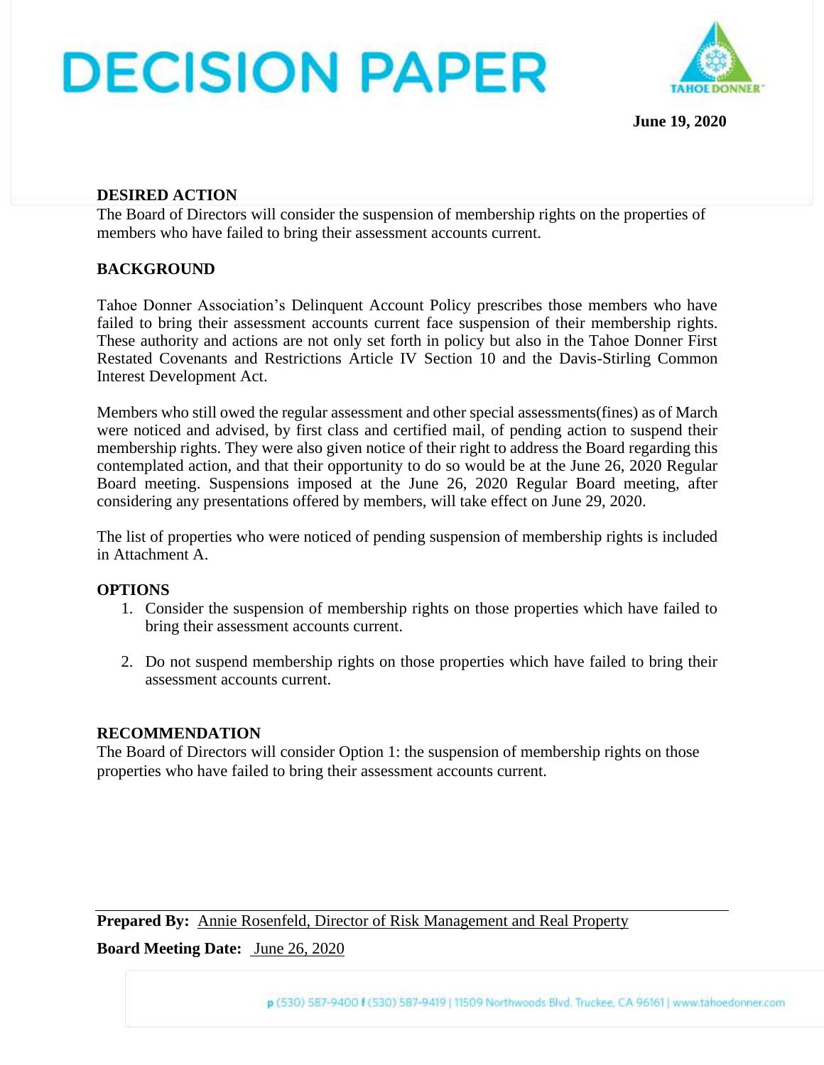# DECISION PAPER

**June 19, 2020**

**DESIRED ACTION**

The Board of Directors will consider the suspension of membership rights on the properties of members who have failed to bring their assessment accounts current.

**BACKGROUND**

Tahoe Donner Association's Delinquent Account Policy prescribes those members who have failed to bring their assessment accounts current face suspension of their membership rights. These authority and actions are not only set forth in policy but also in the Tahoe Donner First Restated Covenants and Restrictions Article IV Section 10 and the Davis-Stirling Common Interest Development Act.

Members who still owed the regular assessment and other special assessments(fines) as of March were noticed and advised, by first class and certified mail, of pending action to suspend their membership rights. They were also given notice of their right to address the Board regarding this contemplated action, and that their opportunity to do so would be at the June 26, 2020 Regular Board meeting. Suspensions imposed at the June 26, 2020 Regular Board meeting, after considering any presentations offered by members, will take effect on June 29, 2020.

The list of properties who were noticed of pending suspension of membership rights is included in Attachment A.

**OPTIONS**

1. Consider the suspension of membership rights on those properties which have failed to bring their assessment accounts current.

2. Do not suspend membership rights on those properties which have failed to bring their assessment accounts current.

**RECOMMENDATION**

The Board of Directors will consider Option 1: the suspension of membership rights on those properties who have failed to bring their assessment accounts current.

**Prepared By:** Annie Rosenfeld, Director of Risk Management and Real Property

**Board Meeting Date:** June 26, 2020

p (530) 587-9400 f (530) 587-9419 | 11509 Northwoods Blvd. Truckee, CA 96161 | www.tahoedonner.com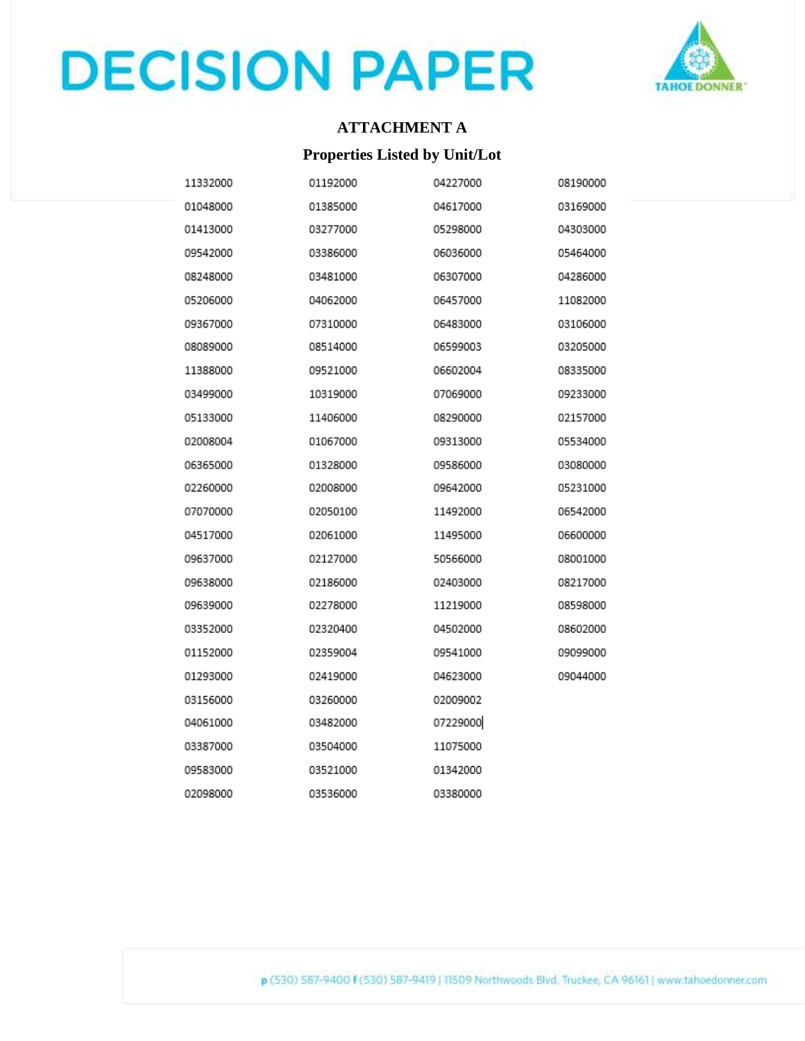# DECISION PAPER

**ATTACHMENT A**

**Properties Listed by Unit/Lot**

| | | | |
|---|---|---|---|
| 11332000 | 01192000 | 04227000 | 08190000 |
| 01048000 | 01385000 | 04617000 | 03169000 |
| 01413000 | 03277000 | 05298000 | 04303000 |
| 09542000 | 03386000 | 06036000 | 05464000 |
| 08248000 | 03481000 | 06307000 | 04286000 |
| 05206000 | 04062000 | 06457000 | 11082000 |
| 09367000 | 07310000 | 06483000 | 03106000 |
| 08089000 | 08514000 | 06599003 | 03205000 |
| 11388000 | 09521000 | 06602004 | 08335000 |
| 03499000 | 10319000 | 07069000 | 09233000 |
| 05133000 | 11406000 | 08290000 | 02157000 |
| 02008004 | 01067000 | 09313000 | 05534000 |
| 06365000 | 01328000 | 09586000 | 03080000 |
| 02260000 | 02008000 | 09642000 | 05231000 |
| 07070000 | 02050100 | 11492000 | 06542000 |
| 04517000 | 02061000 | 11495000 | 06600000 |
| 09637000 | 02127000 | 50566000 | 08001000 |
| 09638000 | 02186000 | 02403000 | 08217000 |
| 09639000 | 02278000 | 11219000 | 08598000 |
| 03352000 | 02320400 | 04502000 | 08602000 |
| 01152000 | 02359004 | 09541000 | 09099000 |
| 01293000 | 02419000 | 04623000 | 09044000 |
| 03156000 | 03260000 | 02009002 | |
| 04061000 | 03482000 | 07229000 | |
| 03387000 | 03504000 | 11075000 | |
| 09583000 | 03521000 | 01342000 | |
| 02098000 | 03536000 | 03380000 | |